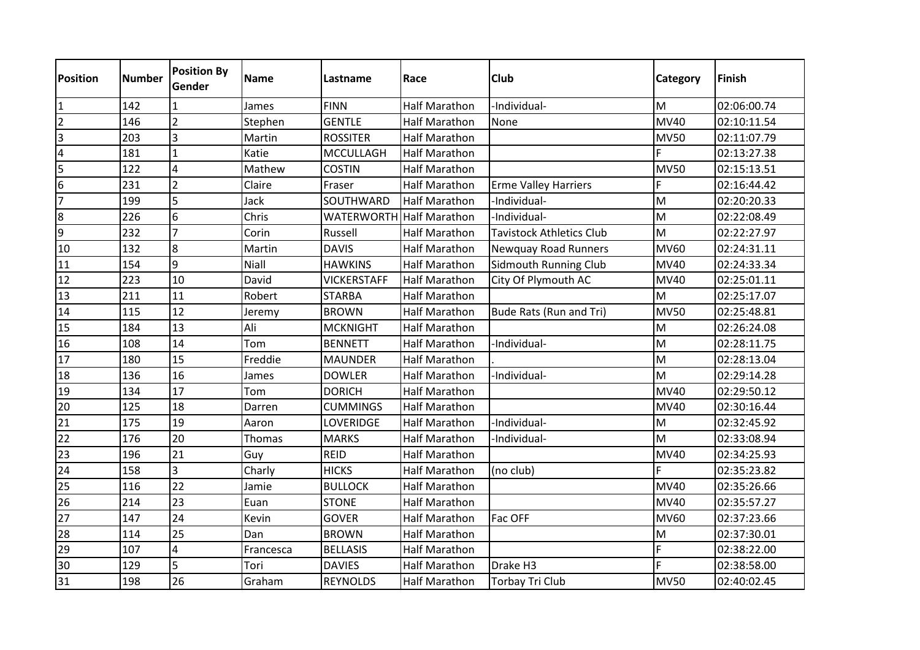| Position | Number | Position By Gender | Name | Lastname | Race | Club | Category | Finish |
|---|---|---|---|---|---|---|---|---|
| 1 | 142 | 1 | James | FINN | Half Marathon | -Individual- | M | 02:06:00.74 |
| 2 | 146 | 2 | Stephen | GENTLE | Half Marathon | None | MV40 | 02:10:11.54 |
| 3 | 203 | 3 | Martin | ROSSITER | Half Marathon |  | MV50 | 02:11:07.79 |
| 4 | 181 | 1 | Katie | MCCULLAGH | Half Marathon |  | F | 02:13:27.38 |
| 5 | 122 | 4 | Mathew | COSTIN | Half Marathon |  | MV50 | 02:15:13.51 |
| 6 | 231 | 2 | Claire | Fraser | Half Marathon | Erme Valley Harriers | F | 02:16:44.42 |
| 7 | 199 | 5 | Jack | SOUTHWARD | Half Marathon | -Individual- | M | 02:20:20.33 |
| 8 | 226 | 6 | Chris | WATERWORTH | Half Marathon | -Individual- | M | 02:22:08.49 |
| 9 | 232 | 7 | Corin | Russell | Half Marathon | Tavistock Athletics Club | M | 02:22:27.97 |
| 10 | 132 | 8 | Martin | DAVIS | Half Marathon | Newquay Road Runners | MV60 | 02:24:31.11 |
| 11 | 154 | 9 | Niall | HAWKINS | Half Marathon | Sidmouth Running Club | MV40 | 02:24:33.34 |
| 12 | 223 | 10 | David | VICKERSTAFF | Half Marathon | City Of Plymouth AC | MV40 | 02:25:01.11 |
| 13 | 211 | 11 | Robert | STARBA | Half Marathon |  | M | 02:25:17.07 |
| 14 | 115 | 12 | Jeremy | BROWN | Half Marathon | Bude Rats (Run and Tri) | MV50 | 02:25:48.81 |
| 15 | 184 | 13 | Ali | MCKNIGHT | Half Marathon |  | M | 02:26:24.08 |
| 16 | 108 | 14 | Tom | BENNETT | Half Marathon | -Individual- | M | 02:28:11.75 |
| 17 | 180 | 15 | Freddie | MAUNDER | Half Marathon | . | M | 02:28:13.04 |
| 18 | 136 | 16 | James | DOWLER | Half Marathon | -Individual- | M | 02:29:14.28 |
| 19 | 134 | 17 | Tom | DORICH | Half Marathon |  | MV40 | 02:29:50.12 |
| 20 | 125 | 18 | Darren | CUMMINGS | Half Marathon |  | MV40 | 02:30:16.44 |
| 21 | 175 | 19 | Aaron | LOVERIDGE | Half Marathon | -Individual- | M | 02:32:45.92 |
| 22 | 176 | 20 | Thomas | MARKS | Half Marathon | -Individual- | M | 02:33:08.94 |
| 23 | 196 | 21 | Guy | REID | Half Marathon |  | MV40 | 02:34:25.93 |
| 24 | 158 | 3 | Charly | HICKS | Half Marathon | (no club) | F | 02:35:23.82 |
| 25 | 116 | 22 | Jamie | BULLOCK | Half Marathon |  | MV40 | 02:35:26.66 |
| 26 | 214 | 23 | Euan | STONE | Half Marathon |  | MV40 | 02:35:57.27 |
| 27 | 147 | 24 | Kevin | GOVER | Half Marathon | Fac OFF | MV60 | 02:37:23.66 |
| 28 | 114 | 25 | Dan | BROWN | Half Marathon |  | M | 02:37:30.01 |
| 29 | 107 | 4 | Francesca | BELLASIS | Half Marathon |  | F | 02:38:22.00 |
| 30 | 129 | 5 | Tori | DAVIES | Half Marathon | Drake H3 | F | 02:38:58.00 |
| 31 | 198 | 26 | Graham | REYNOLDS | Half Marathon | Torbay Tri Club | MV50 | 02:40:02.45 |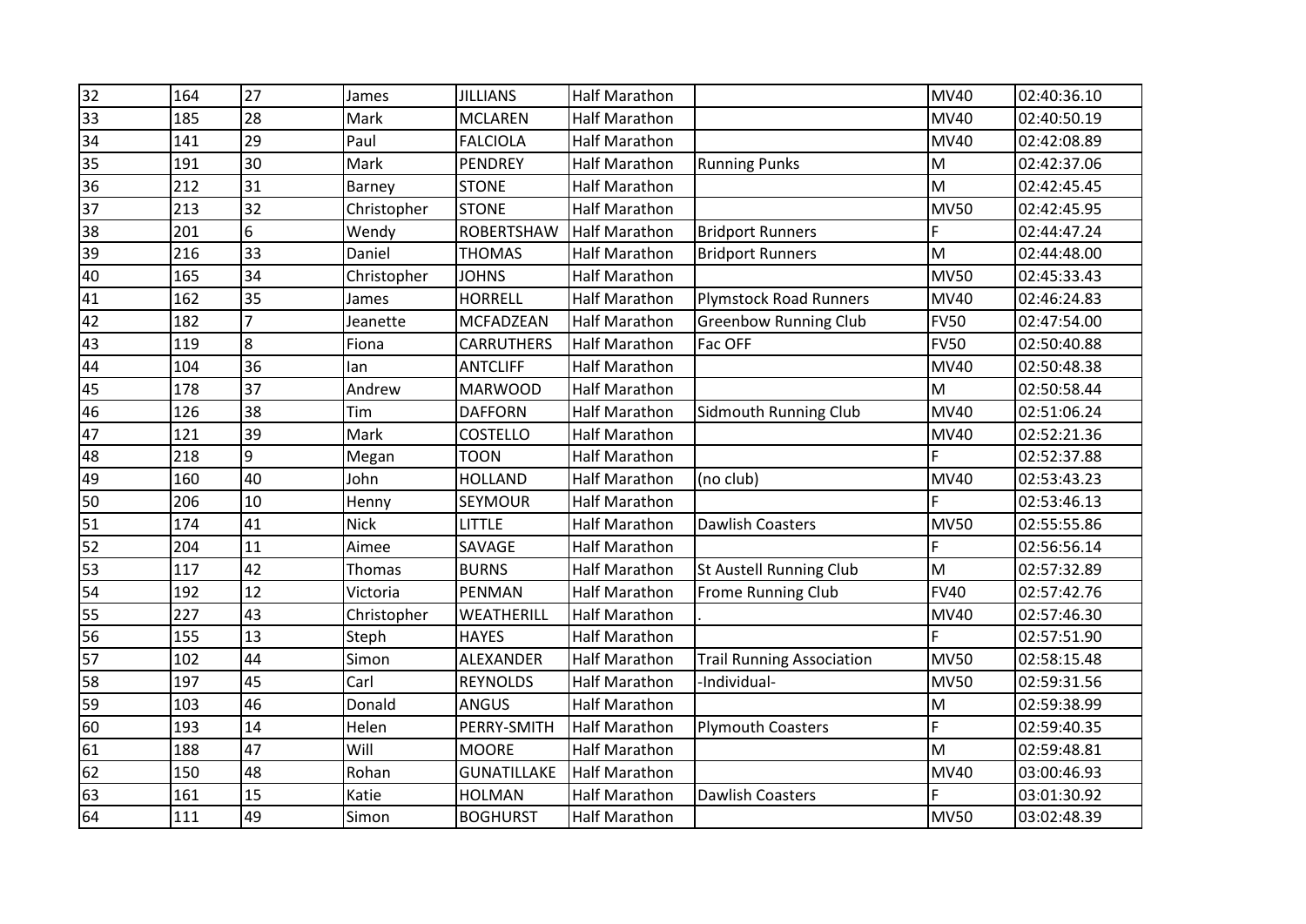| 32 | 164 | 27 | James | JILLIANS | Half Marathon | | MV40 | 02:40:36.10 |
|---|---|---|---|---|---|---|---|---|
| 33 | 185 | 28 | Mark | MCLAREN | Half Marathon | | MV40 | 02:40:50.19 |
| 34 | 141 | 29 | Paul | FALCIOLA | Half Marathon | | MV40 | 02:42:08.89 |
| 35 | 191 | 30 | Mark | PENDREY | Half Marathon | Running Punks | M | 02:42:37.06 |
| 36 | 212 | 31 | Barney | STONE | Half Marathon | | M | 02:42:45.45 |
| 37 | 213 | 32 | Christopher | STONE | Half Marathon | | MV50 | 02:42:45.95 |
| 38 | 201 | 6 | Wendy | ROBERTSHAW | Half Marathon | Bridport Runners | F | 02:44:47.24 |
| 39 | 216 | 33 | Daniel | THOMAS | Half Marathon | Bridport Runners | M | 02:44:48.00 |
| 40 | 165 | 34 | Christopher | JOHNS | Half Marathon | | MV50 | 02:45:33.43 |
| 41 | 162 | 35 | James | HORRELL | Half Marathon | Plymstock Road Runners | MV40 | 02:46:24.83 |
| 42 | 182 | 7 | Jeanette | MCFADZEAN | Half Marathon | Greenbow Running Club | FV50 | 02:47:54.00 |
| 43 | 119 | 8 | Fiona | CARRUTHERS | Half Marathon | Fac OFF | FV50 | 02:50:40.88 |
| 44 | 104 | 36 | Ian | ANTCLIFF | Half Marathon | | MV40 | 02:50:48.38 |
| 45 | 178 | 37 | Andrew | MARWOOD | Half Marathon | | M | 02:50:58.44 |
| 46 | 126 | 38 | Tim | DAFFORN | Half Marathon | Sidmouth Running Club | MV40 | 02:51:06.24 |
| 47 | 121 | 39 | Mark | COSTELLO | Half Marathon | | MV40 | 02:52:21.36 |
| 48 | 218 | 9 | Megan | TOON | Half Marathon | | F | 02:52:37.88 |
| 49 | 160 | 40 | John | HOLLAND | Half Marathon | (no club) | MV40 | 02:53:43.23 |
| 50 | 206 | 10 | Henny | SEYMOUR | Half Marathon | | F | 02:53:46.13 |
| 51 | 174 | 41 | Nick | LITTLE | Half Marathon | Dawlish Coasters | MV50 | 02:55:55.86 |
| 52 | 204 | 11 | Aimee | SAVAGE | Half Marathon | | F | 02:56:56.14 |
| 53 | 117 | 42 | Thomas | BURNS | Half Marathon | St Austell Running Club | M | 02:57:32.89 |
| 54 | 192 | 12 | Victoria | PENMAN | Half Marathon | Frome Running Club | FV40 | 02:57:42.76 |
| 55 | 227 | 43 | Christopher | WEATHERILL | Half Marathon | . | MV40 | 02:57:46.30 |
| 56 | 155 | 13 | Steph | HAYES | Half Marathon | | F | 02:57:51.90 |
| 57 | 102 | 44 | Simon | ALEXANDER | Half Marathon | Trail Running Association | MV50 | 02:58:15.48 |
| 58 | 197 | 45 | Carl | REYNOLDS | Half Marathon | -Individual- | MV50 | 02:59:31.56 |
| 59 | 103 | 46 | Donald | ANGUS | Half Marathon | | M | 02:59:38.99 |
| 60 | 193 | 14 | Helen | PERRY-SMITH | Half Marathon | Plymouth Coasters | F | 02:59:40.35 |
| 61 | 188 | 47 | Will | MOORE | Half Marathon | | M | 02:59:48.81 |
| 62 | 150 | 48 | Rohan | GUNATILLAKE | Half Marathon | | MV40 | 03:00:46.93 |
| 63 | 161 | 15 | Katie | HOLMAN | Half Marathon | Dawlish Coasters | F | 03:01:30.92 |
| 64 | 111 | 49 | Simon | BOGHURST | Half Marathon | | MV50 | 03:02:48.39 |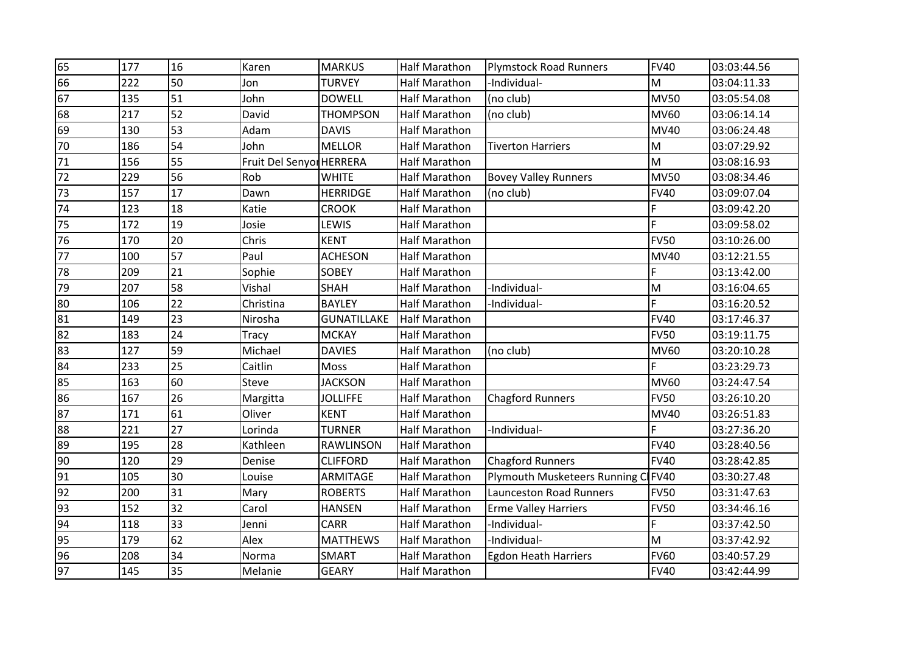| | | | | | | | | |
|---|---|---|---|---|---|---|---|---|
| 65 | 177 | 16 | Karen | MARKUS | Half Marathon | Plymstock Road Runners | FV40 | 03:03:44.56 |
| 66 | 222 | 50 | Jon | TURVEY | Half Marathon | -Individual- | M | 03:04:11.33 |
| 67 | 135 | 51 | John | DOWELL | Half Marathon | (no club) | MV50 | 03:05:54.08 |
| 68 | 217 | 52 | David | THOMPSON | Half Marathon | (no club) | MV60 | 03:06:14.14 |
| 69 | 130 | 53 | Adam | DAVIS | Half Marathon | | MV40 | 03:06:24.48 |
| 70 | 186 | 54 | John | MELLOR | Half Marathon | Tiverton Harriers | M | 03:07:29.92 |
| 71 | 156 | 55 | Fruit Del Senyor | HERRERA | Half Marathon | | M | 03:08:16.93 |
| 72 | 229 | 56 | Rob | WHITE | Half Marathon | Bovey Valley Runners | MV50 | 03:08:34.46 |
| 73 | 157 | 17 | Dawn | HERRIDGE | Half Marathon | (no club) | FV40 | 03:09:07.04 |
| 74 | 123 | 18 | Katie | CROOK | Half Marathon | | F | 03:09:42.20 |
| 75 | 172 | 19 | Josie | LEWIS | Half Marathon | | F | 03:09:58.02 |
| 76 | 170 | 20 | Chris | KENT | Half Marathon | | FV50 | 03:10:26.00 |
| 77 | 100 | 57 | Paul | ACHESON | Half Marathon | | MV40 | 03:12:21.55 |
| 78 | 209 | 21 | Sophie | SOBEY | Half Marathon | | F | 03:13:42.00 |
| 79 | 207 | 58 | Vishal | SHAH | Half Marathon | -Individual- | M | 03:16:04.65 |
| 80 | 106 | 22 | Christina | BAYLEY | Half Marathon | -Individual- | F | 03:16:20.52 |
| 81 | 149 | 23 | Nirosha | GUNATILLAKE | Half Marathon | | FV40 | 03:17:46.37 |
| 82 | 183 | 24 | Tracy | MCKAY | Half Marathon | | FV50 | 03:19:11.75 |
| 83 | 127 | 59 | Michael | DAVIES | Half Marathon | (no club) | MV60 | 03:20:10.28 |
| 84 | 233 | 25 | Caitlin | Moss | Half Marathon | | F | 03:23:29.73 |
| 85 | 163 | 60 | Steve | JACKSON | Half Marathon | | MV60 | 03:24:47.54 |
| 86 | 167 | 26 | Margitta | JOLLIFFE | Half Marathon | Chagford Runners | FV50 | 03:26:10.20 |
| 87 | 171 | 61 | Oliver | KENT | Half Marathon | | MV40 | 03:26:51.83 |
| 88 | 221 | 27 | Lorinda | TURNER | Half Marathon | -Individual- | F | 03:27:36.20 |
| 89 | 195 | 28 | Kathleen | RAWLINSON | Half Marathon | | FV40 | 03:28:40.56 |
| 90 | 120 | 29 | Denise | CLIFFORD | Half Marathon | Chagford Runners | FV40 | 03:28:42.85 |
| 91 | 105 | 30 | Louise | ARMITAGE | Half Marathon | Plymouth Musketeers Running Cl | FV40 | 03:30:27.48 |
| 92 | 200 | 31 | Mary | ROBERTS | Half Marathon | Launceston Road Runners | FV50 | 03:31:47.63 |
| 93 | 152 | 32 | Carol | HANSEN | Half Marathon | Erme Valley Harriers | FV50 | 03:34:46.16 |
| 94 | 118 | 33 | Jenni | CARR | Half Marathon | -Individual- | F | 03:37:42.50 |
| 95 | 179 | 62 | Alex | MATTHEWS | Half Marathon | -Individual- | M | 03:37:42.92 |
| 96 | 208 | 34 | Norma | SMART | Half Marathon | Egdon Heath Harriers | FV60 | 03:40:57.29 |
| 97 | 145 | 35 | Melanie | GEARY | Half Marathon | | FV40 | 03:42:44.99 |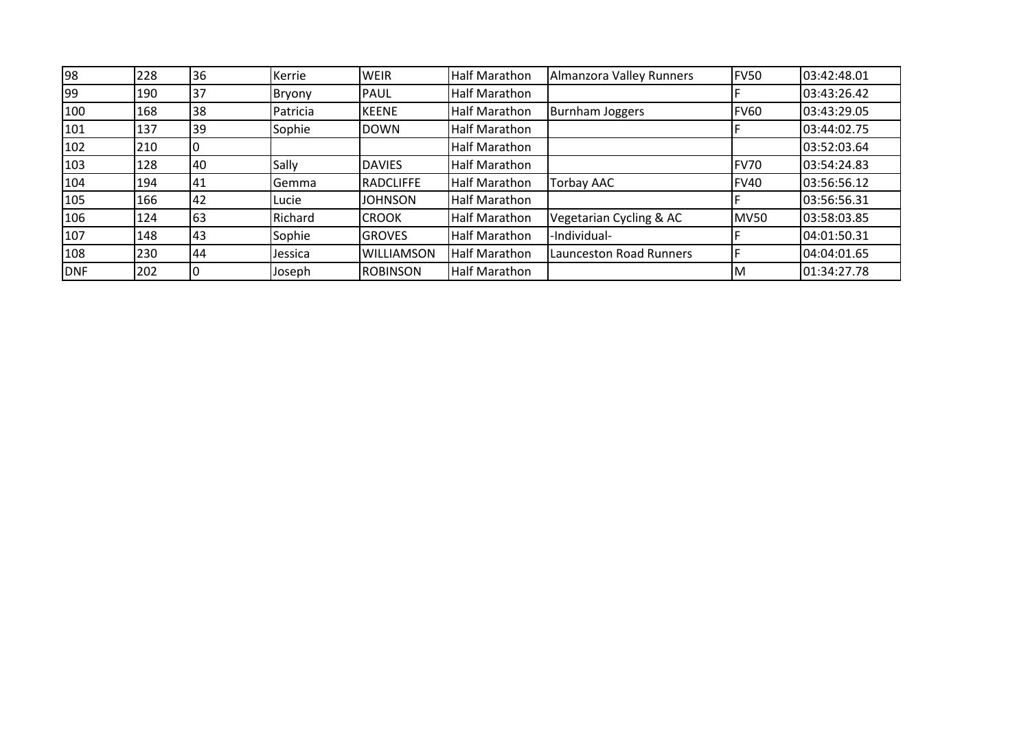| | | | | | | | | |
|---|---|---|---|---|---|---|---|---|
| 98 | 228 | 36 | Kerrie | WEIR | Half Marathon | Almanzora Valley Runners | FV50 | 03:42:48.01 |
| 99 | 190 | 37 | Bryony | PAUL | Half Marathon | | F | 03:43:26.42 |
| 100 | 168 | 38 | Patricia | KEENE | Half Marathon | Burnham Joggers | FV60 | 03:43:29.05 |
| 101 | 137 | 39 | Sophie | DOWN | Half Marathon | | F | 03:44:02.75 |
| 102 | 210 | 0 | | | Half Marathon | | | 03:52:03.64 |
| 103 | 128 | 40 | Sally | DAVIES | Half Marathon | | FV70 | 03:54:24.83 |
| 104 | 194 | 41 | Gemma | RADCLIFFE | Half Marathon | Torbay AAC | FV40 | 03:56:56.12 |
| 105 | 166 | 42 | Lucie | JOHNSON | Half Marathon | | F | 03:56:56.31 |
| 106 | 124 | 63 | Richard | CROOK | Half Marathon | Vegetarian Cycling & AC | MV50 | 03:58:03.85 |
| 107 | 148 | 43 | Sophie | GROVES | Half Marathon | -Individual- | F | 04:01:50.31 |
| 108 | 230 | 44 | Jessica | WILLIAMSON | Half Marathon | Launceston Road Runners | F | 04:04:01.65 |
| DNF | 202 | 0 | Joseph | ROBINSON | Half Marathon | | M | 01:34:27.78 |